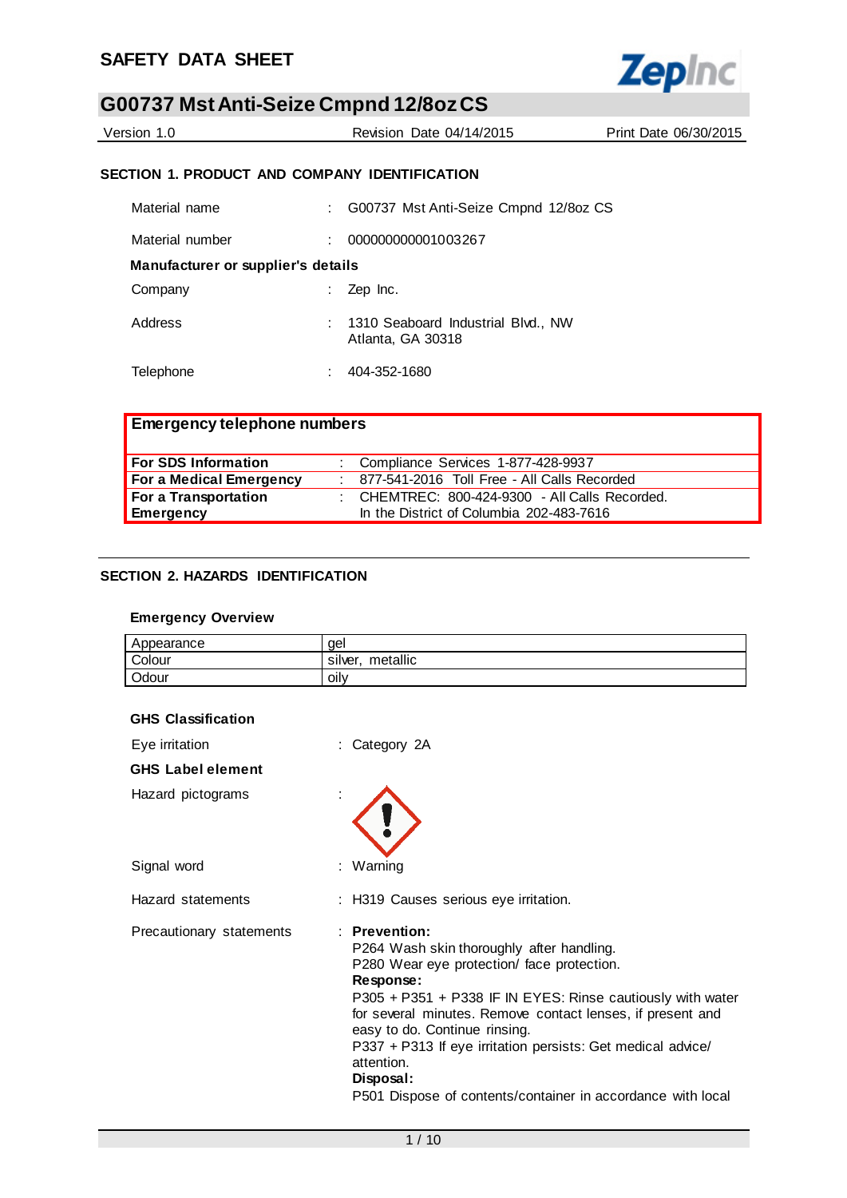# SAFETY DATA SHEET

## G00737 Mst Anti-Seize Cmpnd 12/8oz CS

Version 1.0 | Revision Date 04/14/2015 | Print Date 06/30/2015

### SECTION 1. PRODUCT AND COMPANY IDENTIFICATION

Material name : G00737 Mst Anti-Seize Cmpnd 12/8oz CS

Material number : 000000000001003267

**Manufacturer or supplier's details**

Company : Zep Inc.

Address : 1310 Seaboard Industrial Blvd., NW
Atlanta, GA 30318

Telephone : 404-352-1680

| Emergency telephone numbers | |
|---|---|
| **For SDS Information** | : Compliance Services 1-877-428-9937 |
| **For a Medical Emergency** | : 877-541-2016 Toll Free - All Calls Recorded |
| **For a Transportation Emergency** | : CHEMTREC: 800-424-9300 - All Calls Recorded. In the District of Columbia 202-483-7616 |

### SECTION 2. HAZARDS IDENTIFICATION

**Emergency Overview**

| Appearance | gel |
|---|---|
| Colour | silver, metallic |
| Odour | oily |

**GHS Classification**

Eye irritation : Category 2A

**GHS Label element**

Hazard pictograms :

Signal word : Warning

Hazard statements : H319 Causes serious eye irritation.

Precautionary statements : **Prevention:**
P264 Wash skin thoroughly after handling.
P280 Wear eye protection/ face protection.
**Response:**
P305 + P351 + P338 IF IN EYES: Rinse cautiously with water for several minutes. Remove contact lenses, if present and easy to do. Continue rinsing.
P337 + P313 If eye irritation persists: Get medical advice/ attention.
**Disposal:**
P501 Dispose of contents/container in accordance with local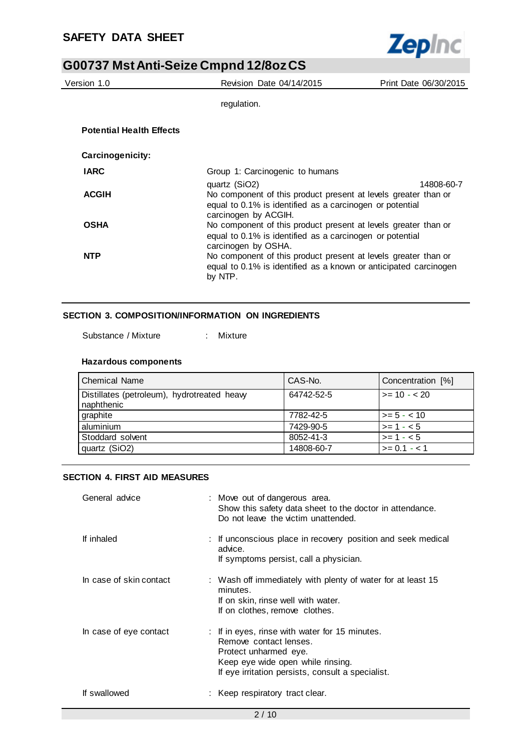regulation.

**Potential Health Effects**

**Carcinogenicity:**

| | |
|---|---|
| **IARC** | Group 1: Carcinogenic to humans<br>quartz ($SiO_2$) 14808-60-7 |
| **ACGIH** | No component of this product present at levels greater than or equal to 0.1% is identified as a carcinogen or potential carcinogen by ACGIH. |
| **OSHA** | No component of this product present at levels greater than or equal to 0.1% is identified as a carcinogen or potential carcinogen by OSHA. |
| **NTP** | No component of this product present at levels greater than or equal to 0.1% is identified as a known or anticipated carcinogen by NTP. |

## SECTION 3. COMPOSITION/INFORMATION ON INGREDIENTS

Substance / Mixture : Mixture

**Hazardous components**

| Chemical Name | CAS-No. | Concentration [%] |
|---|---|---|
| Distillates (petroleum), hydrotreated heavy naphthenic | 64742-52-5 | >= 10 - < 20 |
| graphite | 7782-42-5 | >= 5 - < 10 |
| aluminium | 7429-90-5 | >= 1 - < 5 |
| Stoddard solvent | 8052-41-3 | >= 1 - < 5 |
| quartz ($SiO_2$) | 14808-60-7 | >= 0.1 - < 1 |

## SECTION 4. FIRST AID MEASURES

| | |
|---|---|
| General advice | : Move out of dangerous area.<br>Show this safety data sheet to the doctor in attendance.<br>Do not leave the victim unattended. |
| If inhaled | : If unconscious place in recovery position and seek medical advice.<br>If symptoms persist, call a physician. |
| In case of skin contact | : Wash off immediately with plenty of water for at least 15 minutes.<br>If on skin, rinse well with water.<br>If on clothes, remove clothes. |
| In case of eye contact | : If in eyes, rinse with water for 15 minutes.<br>Remove contact lenses.<br>Protect unharmed eye.<br>Keep eye wide open while rinsing.<br>If eye irritation persists, consult a specialist. |
| If swallowed | : Keep respiratory tract clear. |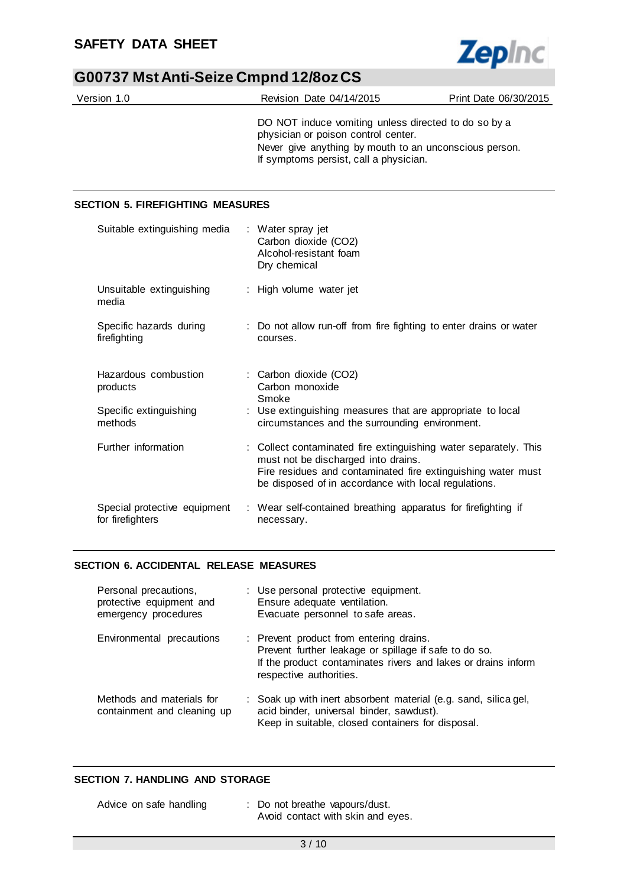DO NOT induce vomiting unless directed to do so by a physician or poison control center.
Never give anything by mouth to an unconscious person.
If symptoms persist, call a physician.

## SECTION 5. FIREFIGHTING MEASURES

| | | |
|---|---|---|
| Suitable extinguishing media | : | Water spray jet<br>Carbon dioxide ($CO_2$)<br>Alcohol-resistant foam<br>Dry chemical |
| Unsuitable extinguishing media | : | High volume water jet |
| Specific hazards during firefighting | : | Do not allow run-off from fire fighting to enter drains or water courses. |
| Hazardous combustion products | : | Carbon dioxide ($CO_2$)<br>Carbon monoxide<br>Smoke |
| Specific extinguishing methods | : | Use extinguishing measures that are appropriate to local circumstances and the surrounding environment. |
| Further information | : | Collect contaminated fire extinguishing water separately. This must not be discharged into drains.<br>Fire residues and contaminated fire extinguishing water must be disposed of in accordance with local regulations. |
| Special protective equipment for firefighters | : | Wear self-contained breathing apparatus for firefighting if necessary. |

## SECTION 6. ACCIDENTAL RELEASE MEASURES

| | | |
|---|---|---|
| Personal precautions, protective equipment and emergency procedures | : | Use personal protective equipment.<br>Ensure adequate ventilation.<br>Evacuate personnel to safe areas. |
| Environmental precautions | : | Prevent product from entering drains.<br>Prevent further leakage or spillage if safe to do so.<br>If the product contaminates rivers and lakes or drains inform respective authorities. |
| Methods and materials for containment and cleaning up | : | Soak up with inert absorbent material (e.g. sand, silica gel, acid binder, universal binder, sawdust).<br>Keep in suitable, closed containers for disposal. |

## SECTION 7. HANDLING AND STORAGE

| | | |
|---|---|---|
| Advice on safe handling | : | Do not breathe vapours/dust.<br>Avoid contact with skin and eyes. |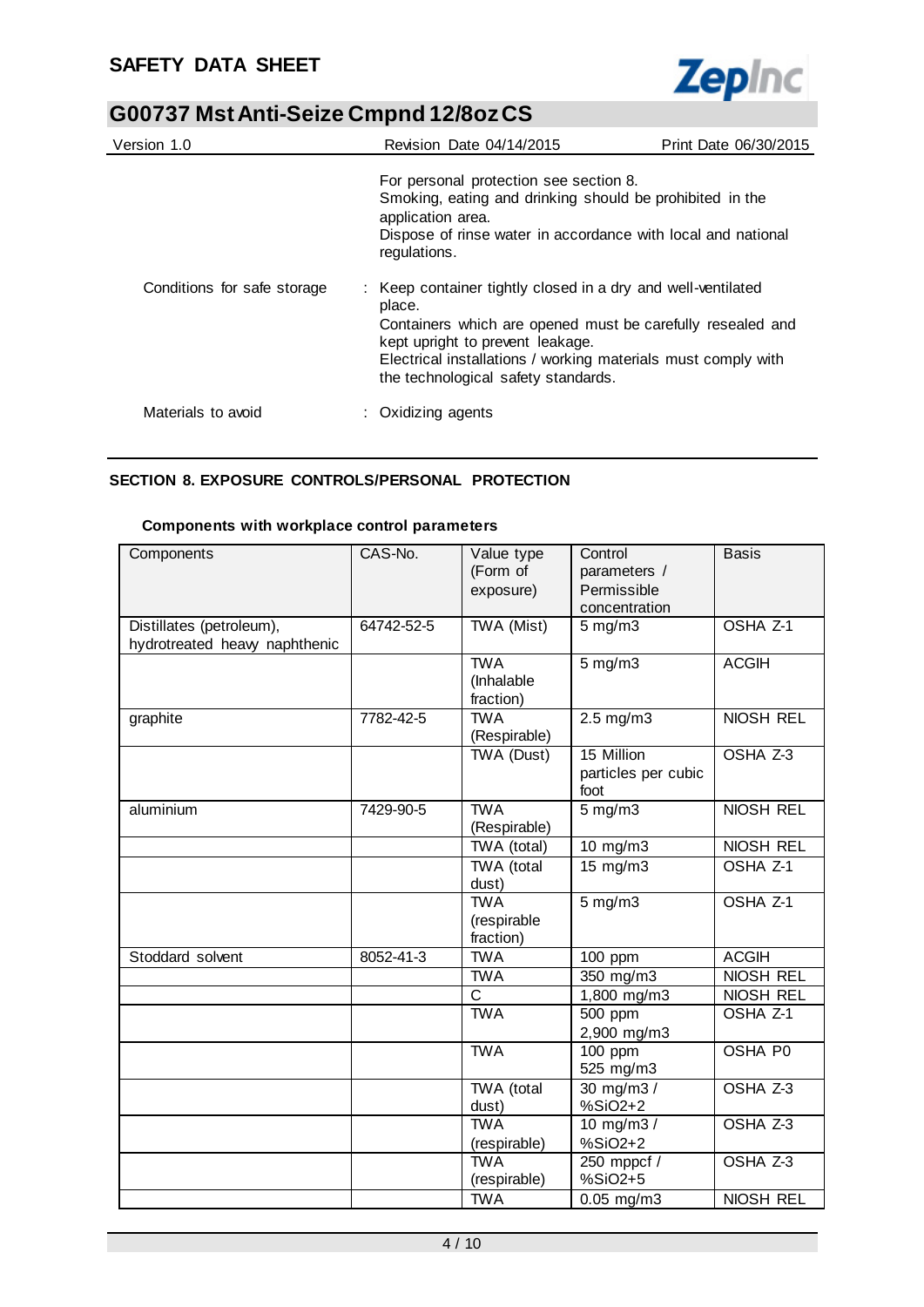For personal protection see section 8.
Smoking, eating and drinking should be prohibited in the application area.
Dispose of rinse water in accordance with local and national regulations.

Conditions for safe storage : Keep container tightly closed in a dry and well-ventilated place.
Containers which are opened must be carefully resealed and kept upright to prevent leakage.
Electrical installations / working materials must comply with the technological safety standards.

Materials to avoid : Oxidizing agents

## SECTION 8. EXPOSURE CONTROLS/PERSONAL PROTECTION

**Components with workplace control parameters**

| Components | CAS-No. | Value type (Form of exposure) | Control parameters / Permissible concentration | Basis |
|---|---|---|---|---|
| Distillates (petroleum), hydrotreated heavy naphthenic | 64742-52-5 | TWA (Mist) | 5 mg/m3 | OSHA Z-1 |
| | | TWA (Inhalable fraction) | 5 mg/m3 | ACGIH |
| graphite | 7782-42-5 | TWA (Respirable) | 2.5 mg/m3 | NIOSH REL |
| | | TWA (Dust) | 15 Million particles per cubic foot | OSHA Z-3 |
| aluminium | 7429-90-5 | TWA (Respirable) | 5 mg/m3 | NIOSH REL |
| | | TWA (total) | 10 mg/m3 | NIOSH REL |
| | | TWA (total dust) | 15 mg/m3 | OSHA Z-1 |
| | | TWA (respirable fraction) | 5 mg/m3 | OSHA Z-1 |
| Stoddard solvent | 8052-41-3 | TWA | 100 ppm | ACGIH |
| | | TWA | 350 mg/m3 | NIOSH REL |
| | | C | 1,800 mg/m3 | NIOSH REL |
| | | TWA | 500 ppm 2,900 mg/m3 | OSHA Z-1 |
| | | TWA | 100 ppm 525 mg/m3 | OSHA P0 |
| | | TWA (total dust) | 30 mg/m3 / %SiO2+2 | OSHA Z-3 |
| | | TWA (respirable) | 10 mg/m3 / %SiO2+2 | OSHA Z-3 |
| | | TWA (respirable) | 250 mppcf / %SiO2+5 | OSHA Z-3 |
| | | TWA | 0.05 mg/m3 | NIOSH REL |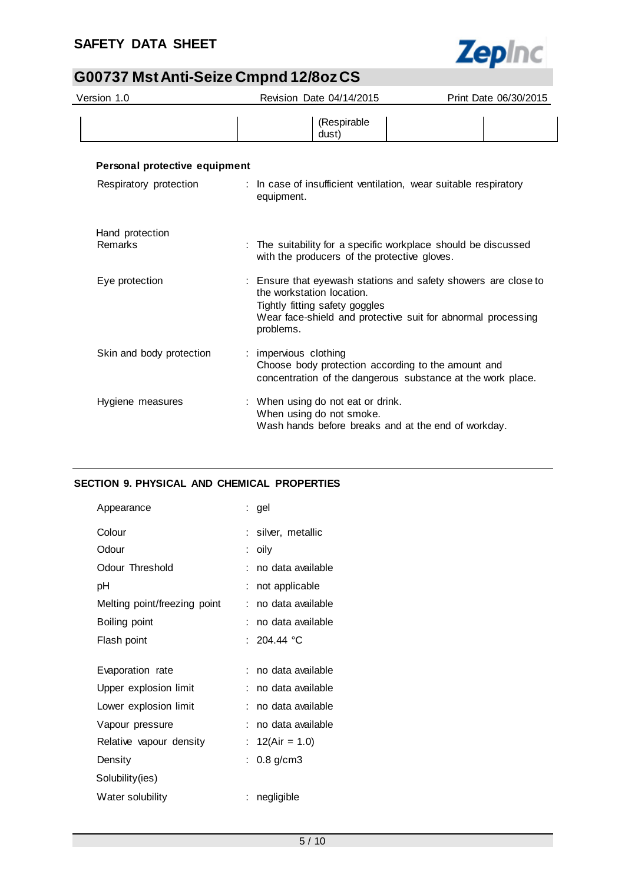| | | | | |
|---|---|---|---|---|
| | | (Respirable dust) | | |

**Personal protective equipment**

Respiratory protection : In case of insufficient ventilation, wear suitable respiratory equipment.

Hand protection

Remarks : The suitability for a specific workplace should be discussed with the producers of the protective gloves.

Eye protection : Ensure that eyewash stations and safety showers are close to the workstation location.
Tightly fitting safety goggles
Wear face-shield and protective suit for abnormal processing problems.

Skin and body protection : impervious clothing
Choose body protection according to the amount and concentration of the dangerous substance at the work place.

Hygiene measures : When using do not eat or drink.
When using do not smoke.
Wash hands before breaks and at the end of workday.

## SECTION 9. PHYSICAL AND CHEMICAL PROPERTIES

Appearance : gel

Colour : silver, metallic

Odour : oily

Odour Threshold : no data available

pH : not applicable

Melting point/freezing point : no data available

Boiling point : no data available

Flash point : 204.44 °C

Evaporation rate : no data available

Upper explosion limit : no data available

Lower explosion limit : no data available

Vapour pressure : no data available

Relative vapour density : 12(Air = 1.0)

Density : 0.8 g/cm3

Solubility(ies)

Water solubility : negligible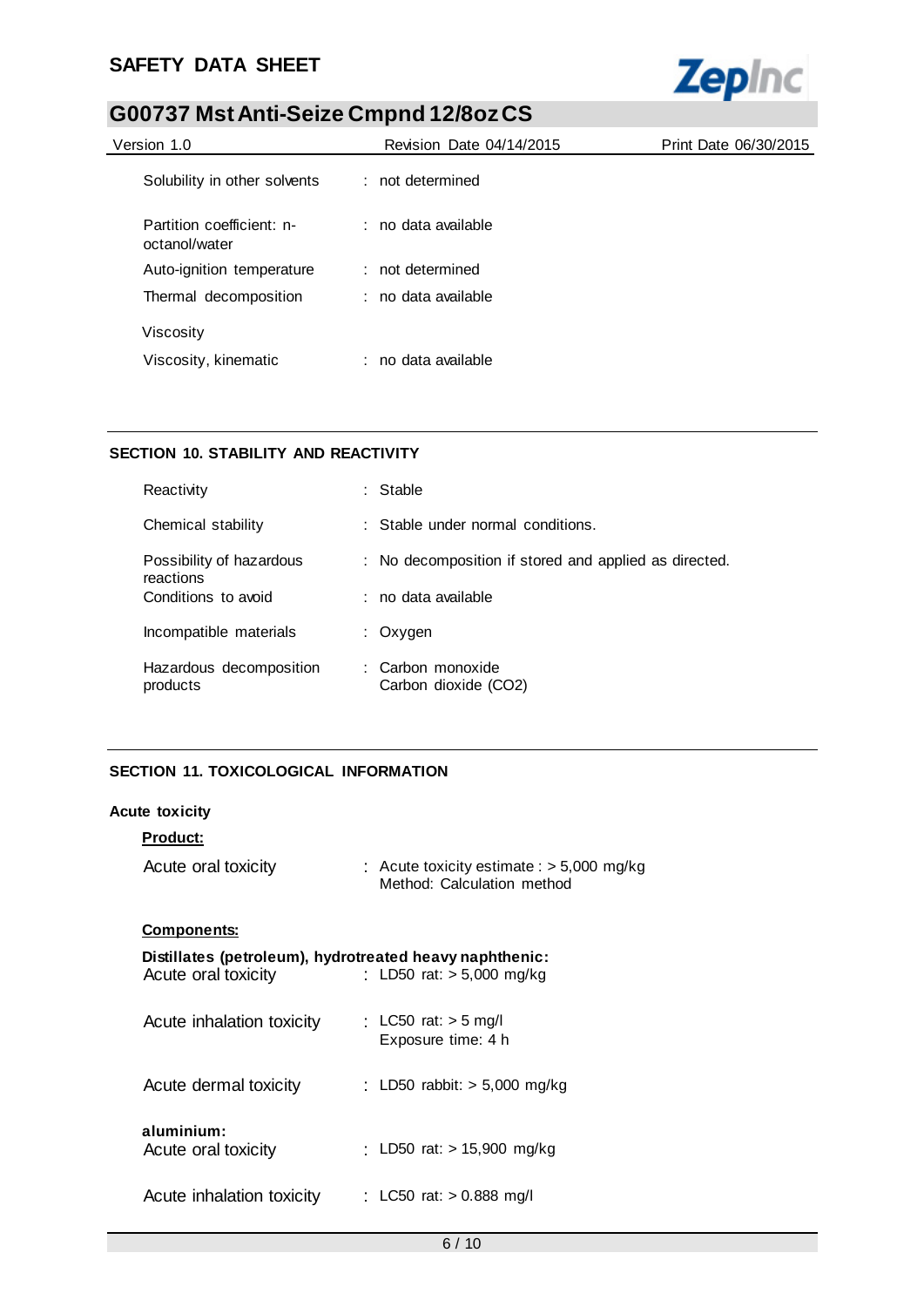| | | |
|---|---|---|
| Solubility in other solvents | : | not determined |
| Partition coefficient: n-octanol/water | : | no data available |
| Auto-ignition temperature | : | not determined |
| Thermal decomposition | : | no data available |
| Viscosity | | |
| Viscosity, kinematic | : | no data available |

## SECTION 10. STABILITY AND REACTIVITY

| | | |
|---|---|---|
| Reactivity | : | Stable |
| Chemical stability | : | Stable under normal conditions. |
| Possibility of hazardous reactions | : | No decomposition if stored and applied as directed. |
| Conditions to avoid | : | no data available |
| Incompatible materials | : | Oxygen |
| Hazardous decomposition products | : | Carbon monoxide<br>Carbon dioxide ($CO_2$) |

## SECTION 11. TOXICOLOGICAL INFORMATION

### Acute toxicity

**Product:**

| | | |
|---|---|---|
| Acute oral toxicity | : | Acute toxicity estimate : > 5,000 mg/kg<br>Method: Calculation method |

**Components:**

**Distillates (petroleum), hydrotreated heavy naphthenic:**

| | | |
|---|---|---|
| Acute oral toxicity | : | LD50 rat: > 5,000 mg/kg |
| Acute inhalation toxicity | : | LC50 rat: > 5 mg/l<br>Exposure time: 4 h |
| Acute dermal toxicity | : | LD50 rabbit: > 5,000 mg/kg |

**aluminium:**

| | | |
|---|---|---|
| Acute oral toxicity | : | LD50 rat: > 15,900 mg/kg |
| Acute inhalation toxicity | : | LC50 rat: > 0.888 mg/l |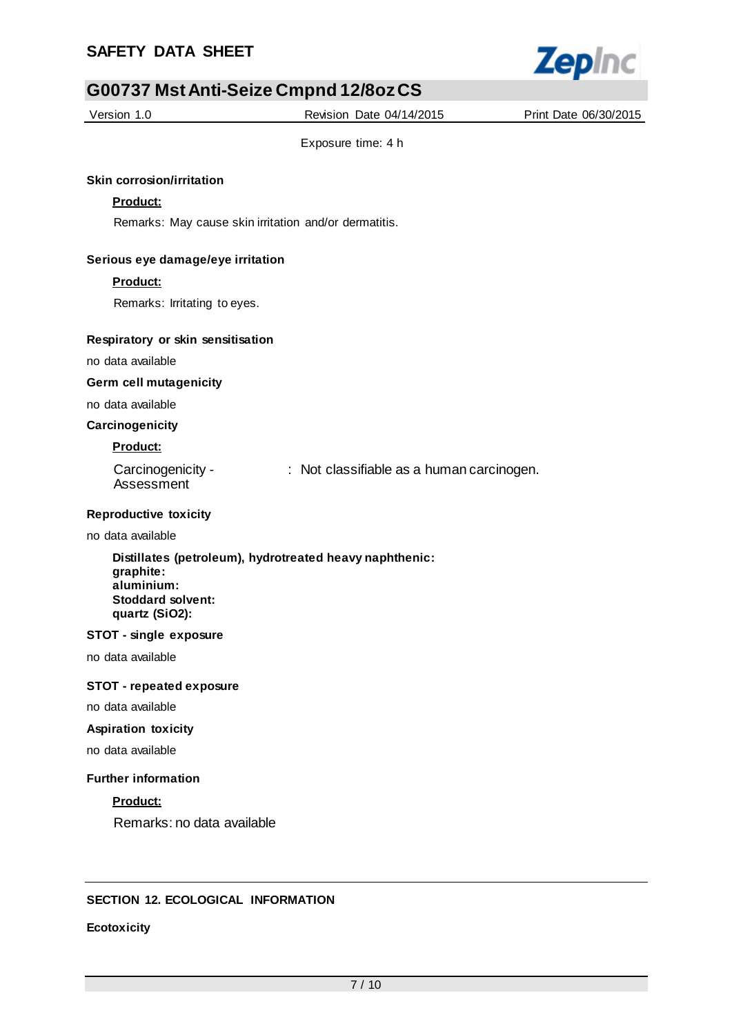Exposure time: 4 h

**Skin corrosion/irritation**

**Product:**

Remarks: May cause skin irritation and/or dermatitis.

**Serious eye damage/eye irritation**

**Product:**

Remarks: Irritating to eyes.

**Respiratory or skin sensitisation**

no data available

**Germ cell mutagenicity**

no data available

**Carcinogenicity**

**Product:**

Carcinogenicity - Assessment : Not classifiable as a human carcinogen.

**Reproductive toxicity**

no data available

**Distillates (petroleum), hydrotreated heavy naphthenic:**
**graphite:**
**aluminium:**
**Stoddard solvent:**
**quartz ($SiO_2$):**

**STOT - single exposure**

no data available

**STOT - repeated exposure**

no data available

**Aspiration toxicity**

no data available

**Further information**

**Product:**

Remarks: no data available

## SECTION 12. ECOLOGICAL INFORMATION

**Ecotoxicity**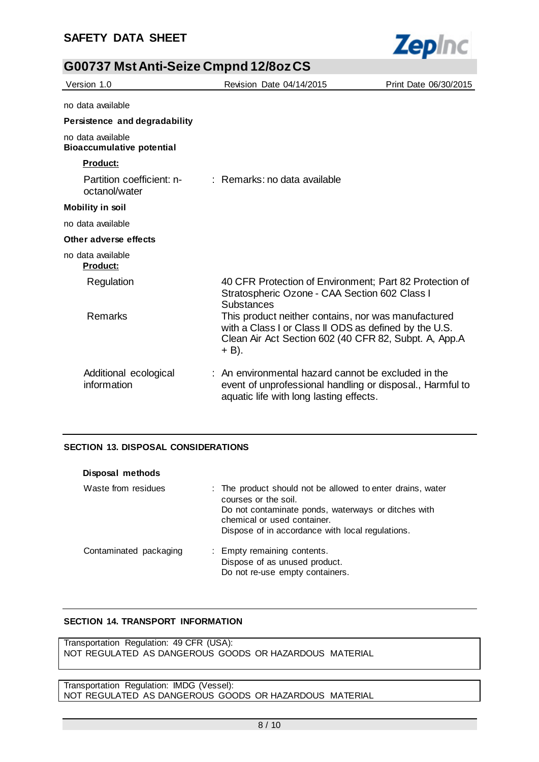no data available

**Persistence and degradability**

no data available

**Bioaccumulative potential**

**Product:**

| | |
|---|---|
| Partition coefficient: n-octanol/water | : Remarks: no data available |

**Mobility in soil**

no data available

**Other adverse effects**

no data available

**Product:**

| | |
|---|---|
| Regulation | 40 CFR Protection of Environment; Part 82 Protection of Stratospheric Ozone - CAA Section 602 Class I Substances |
| Remarks | This product neither contains, nor was manufactured with a Class I or Class II ODS as defined by the U.S. Clean Air Act Section 602 (40 CFR 82, Subpt. A, App.A + B). |
| Additional ecological information | : An environmental hazard cannot be excluded in the event of unprofessional handling or disposal., Harmful to aquatic life with long lasting effects. |

## SECTION 13. DISPOSAL CONSIDERATIONS

**Disposal methods**

| | |
|---|---|
| Waste from residues | : The product should not be allowed to enter drains, water courses or the soil. Do not contaminate ponds, waterways or ditches with chemical or used container. Dispose of in accordance with local regulations. |
| Contaminated packaging | : Empty remaining contents. Dispose of as unused product. Do not re-use empty containers. |

## SECTION 14. TRANSPORT INFORMATION

Transportation Regulation: 49 CFR (USA):
NOT REGULATED AS DANGEROUS GOODS OR HAZARDOUS MATERIAL

Transportation Regulation: IMDG (Vessel):
NOT REGULATED AS DANGEROUS GOODS OR HAZARDOUS MATERIAL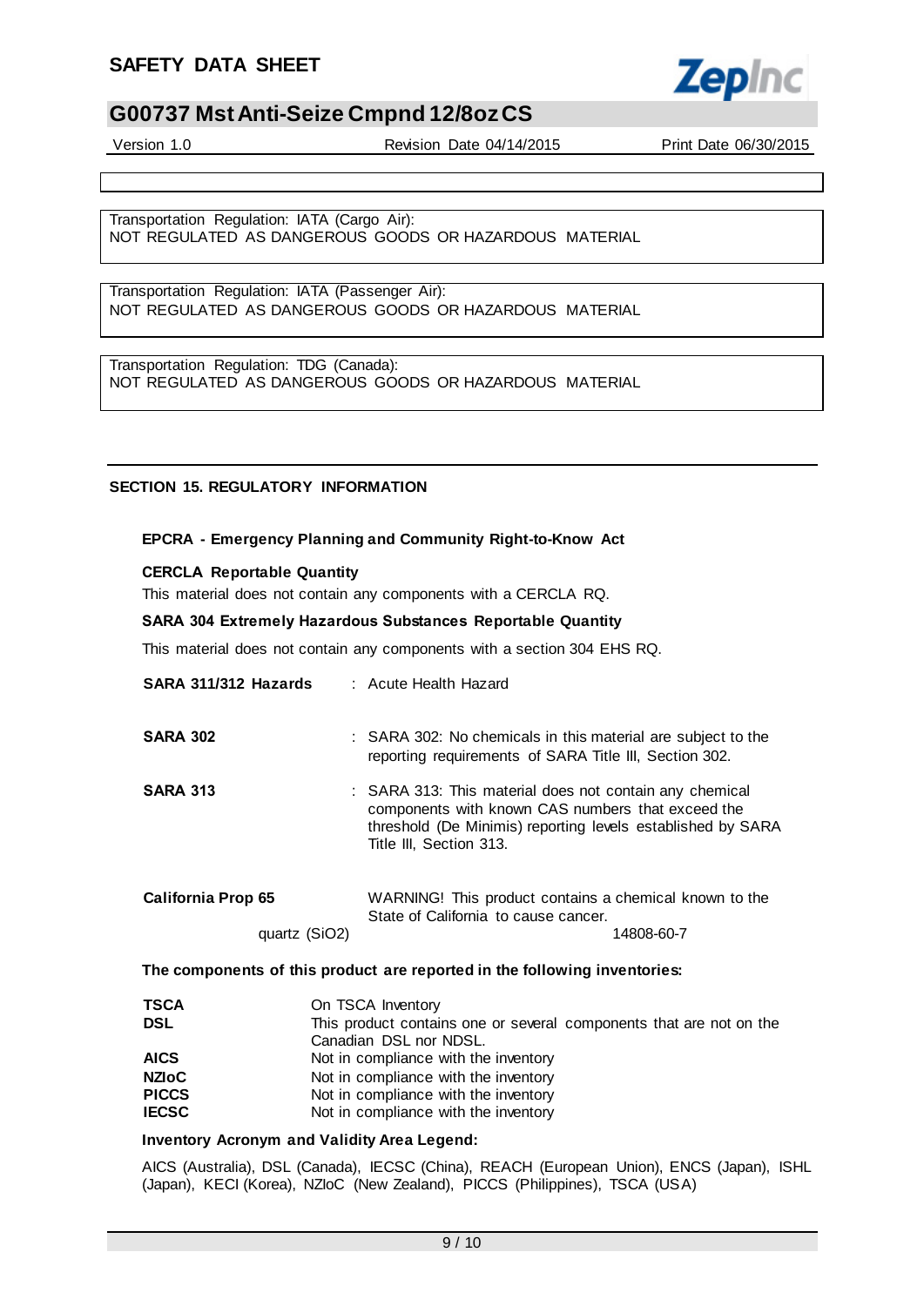Transportation Regulation: IATA (Cargo Air):
NOT REGULATED AS DANGEROUS GOODS OR HAZARDOUS MATERIAL

Transportation Regulation: IATA (Passenger Air):
NOT REGULATED AS DANGEROUS GOODS OR HAZARDOUS MATERIAL

Transportation Regulation: TDG (Canada):
NOT REGULATED AS DANGEROUS GOODS OR HAZARDOUS MATERIAL

## SECTION 15. REGULATORY INFORMATION

### EPCRA - Emergency Planning and Community Right-to-Know Act

**CERCLA Reportable Quantity**

This material does not contain any components with a CERCLA RQ.

**SARA 304 Extremely Hazardous Substances Reportable Quantity**

This material does not contain any components with a section 304 EHS RQ.

**SARA 311/312 Hazards** : Acute Health Hazard

**SARA 302** : SARA 302: No chemicals in this material are subject to the reporting requirements of SARA Title III, Section 302.

**SARA 313** : SARA 313: This material does not contain any chemical components with known CAS numbers that exceed the threshold (De Minimis) reporting levels established by SARA Title III, Section 313.

**California Prop 65** WARNING! This product contains a chemical known to the State of California to cause cancer.

quartz ($SiO_2$) 14808-60-7

**The components of this product are reported in the following inventories:**

| | |
|---|---|
| **TSCA** | On TSCA Inventory |
| **DSL** | This product contains one or several components that are not on the Canadian DSL nor NDSL. |
| **AICS** | Not in compliance with the inventory |
| **NZIoC** | Not in compliance with the inventory |
| **PICCS** | Not in compliance with the inventory |
| **IECSC** | Not in compliance with the inventory |

**Inventory Acronym and Validity Area Legend:**

AICS (Australia), DSL (Canada), IECSC (China), REACH (European Union), ENCS (Japan), ISHL (Japan), KECI (Korea), NZIoC (New Zealand), PICCS (Philippines), TSCA (USA)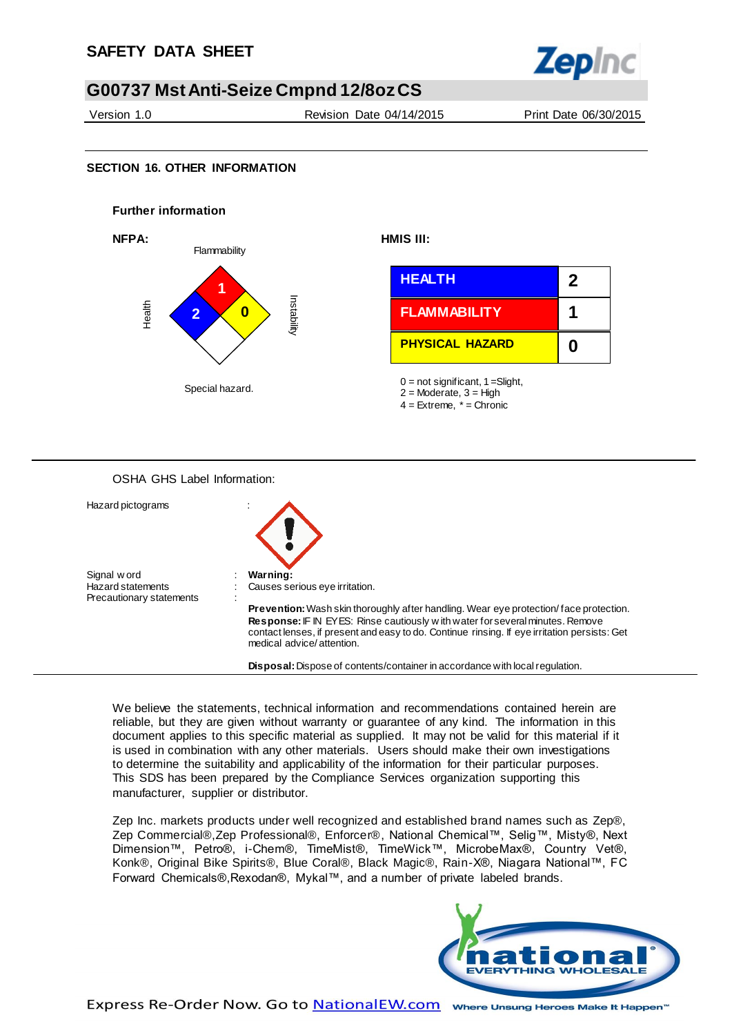## SECTION 16. OTHER INFORMATION

### Further information

**NFPA:**

Flammability

1

Health 2

0 Instability

Special hazard.

**HMIS III:**

| | |
|---|---|
| HEALTH | 2 |
| FLAMMABILITY | 1 |
| PHYSICAL HAZARD | 0 |

0 = not significant, 1 =Slight,
2 = Moderate, 3 = High
4 = Extreme, * = Chronic

OSHA GHS Label Information:

Hazard pictograms :

Signal word : **Warning:**

Hazard statements : Causes serious eye irritation.

Precautionary statements :

**Prevention:** Wash skin thoroughly after handling. Wear eye protection/ face protection.
**Response:** IF IN EYES: Rinse cautiously with water for several minutes. Remove contact lenses, if present and easy to do. Continue rinsing. If eye irritation persists: Get medical advice/ attention.

**Disposal:** Dispose of contents/container in accordance with local regulation.

We believe the statements, technical information and recommendations contained herein are reliable, but they are given without warranty or guarantee of any kind. The information in this document applies to this specific material as supplied. It may not be valid for this material if it is used in combination with any other materials. Users should make their own investigations to determine the suitability and applicability of the information for their particular purposes. This SDS has been prepared by the Compliance Services organization supporting this manufacturer, supplier or distributor.

Zep Inc. markets products under well recognized and established brand names such as Zep®, Zep Commercial®,Zep Professional®, Enforcer®, National Chemical™, Selig™, Misty®, Next Dimension™, Petro®, i-Chem®, TimeMist®, TimeWick™, MicrobeMax®, Country Vet®, Konk®, Original Bike Spirits®, Blue Coral®, Black Magic®, Rain-X®, Niagara National™, FC Forward Chemicals®,Rexodan®, Mykal™, and a number of private labeled brands.

national® EVERYTHING WHOLESALE

Express Re-Order Now. Go to NationalEW.com Where Unsung Heroes Make It Happen™